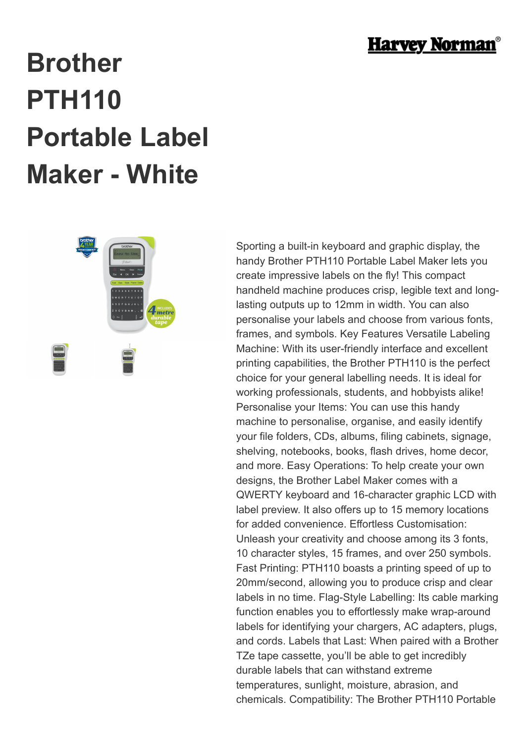# Brother PTH110 Portable Label Maker - White

Sporting a built-in keyboard and graphic display, the handy Brother PTH110 Portable Label Maker lets you create impressive labels on the fly! This compact handheld machine produces crisp, legible text and long-lasting outputs up to 12mm in width. You can also personalise your labels and choose from various fonts, frames, and symbols. Key Features Versatile Labeling Machine: With its user-friendly interface and excellent printing capabilities, the Brother PTH110 is the perfect choice for your general labelling needs. It is ideal for working professionals, students, and hobbyists alike! Personalise your Items: You can use this handy machine to personalise, organise, and easily identify your file folders, CDs, albums, filing cabinets, signage, shelving, notebooks, books, flash drives, home decor, and more. Easy Operations: To help create your own designs, the Brother Label Maker comes with a QWERTY keyboard and 16-character graphic LCD with label preview. It also offers up to 15 memory locations for added convenience. Effortless Customisation: Unleash your creativity and choose among its 3 fonts, 10 character styles, 15 frames, and over 250 symbols. Fast Printing: PTH110 boasts a printing speed of up to 20mm/second, allowing you to produce crisp and clear labels in no time. Flag-Style Labelling: Its cable marking function enables you to effortlessly make wrap-around labels for identifying your chargers, AC adapters, plugs, and cords. Labels that Last: When paired with a Brother TZe tape cassette, you'll be able to get incredibly durable labels that can withstand extreme temperatures, sunlight, moisture, abrasion, and chemicals. Compatibility: The Brother PTH110 Portable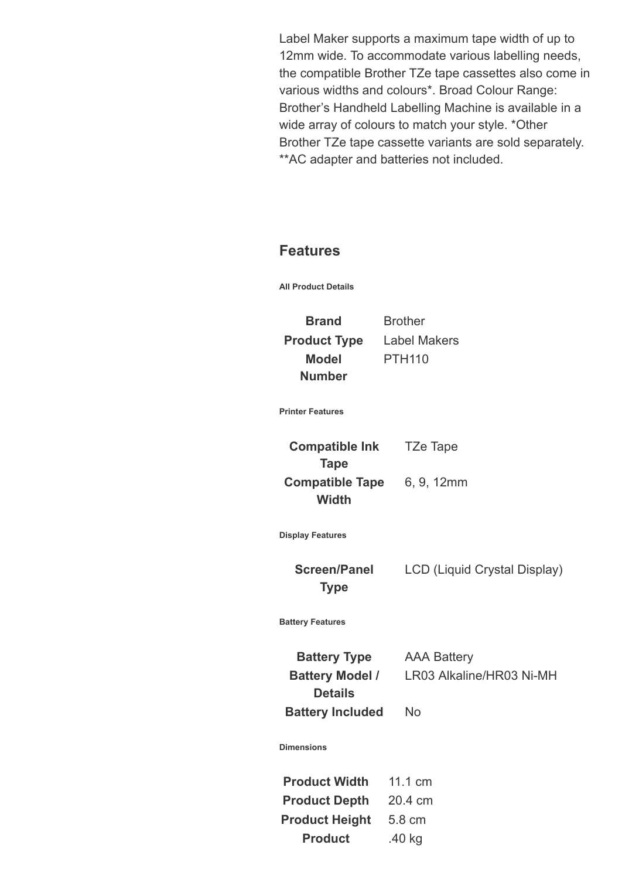Label Maker supports a maximum tape width of up to 12mm wide. To accommodate various labelling needs, the compatible Brother TZe tape cassettes also come in various widths and colours*. Broad Colour Range: Brother's Handheld Labelling Machine is available in a wide array of colours to match your style. *Other Brother TZe tape cassette variants are sold separately. **AC adapter and batteries not included.

## Features

###### All Product Details

| | |
|---|---|
| **Brand** | Brother |
| **Product Type** | Label Makers |
| **Model Number** | PTH110 |

###### Printer Features

| | |
|---|---|
| **Compatible Ink Tape** | TZe Tape |
| **Compatible Tape Width** | 6, 9, 12mm |

###### Display Features

| | |
|---|---|
| **Screen/Panel Type** | LCD (Liquid Crystal Display) |

###### Battery Features

| | |
|---|---|
| **Battery Type** | AAA Battery |
| **Battery Model / Details** | LR03 Alkaline/HR03 Ni-MH |
| **Battery Included** | No |

###### Dimensions

| | |
|---|---|
| **Product Width** | 11.1 cm |
| **Product Depth** | 20.4 cm |
| **Product Height** | 5.8 cm |
| **Product** | .40 kg |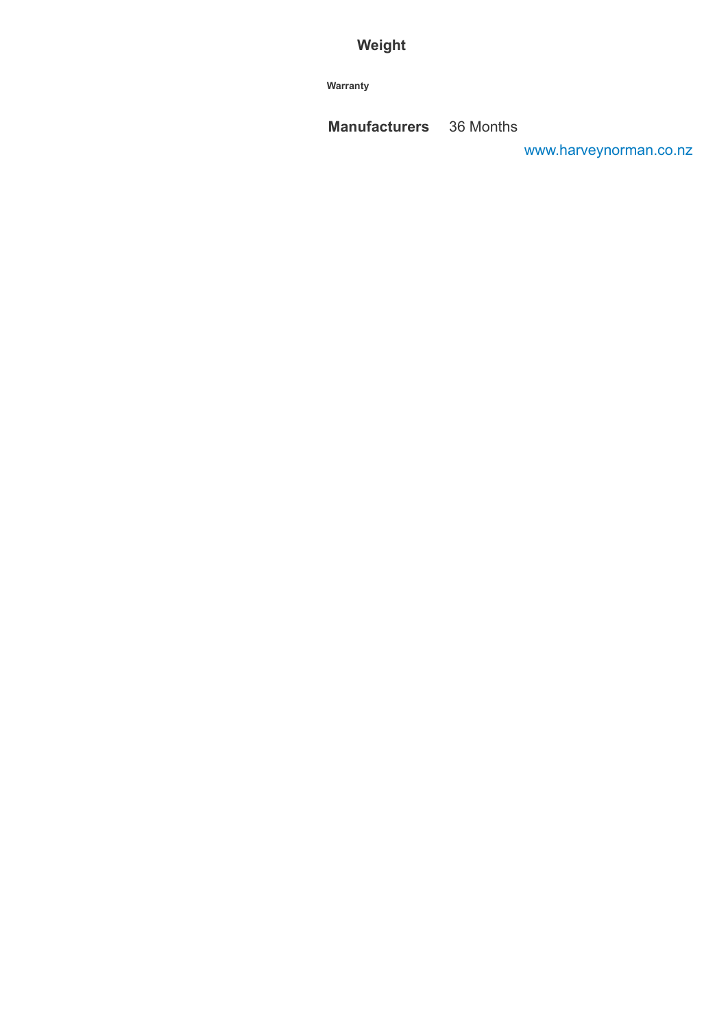**Weight**

**Warranty**

| | |
|---|---|
| **Manufacturers** | 36 Months |

www.harveynorman.co.nz